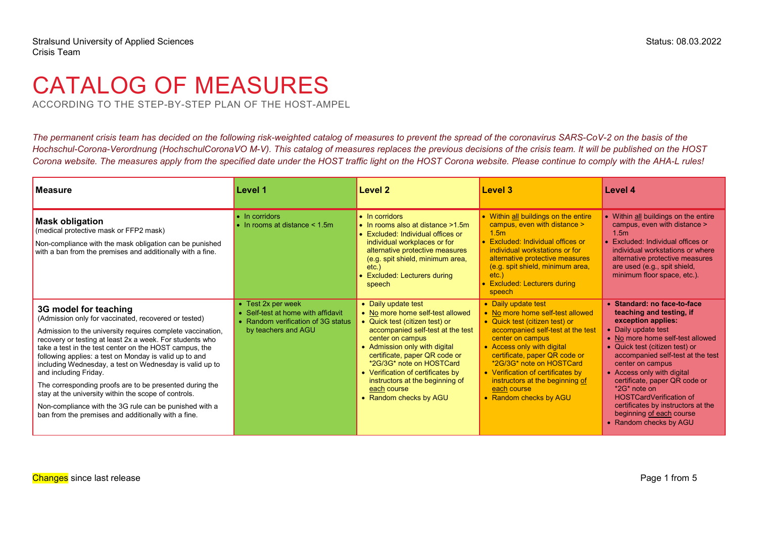Stralsund University of Applied Sciences
Crisis Team

Status: 08.03.2022

# CATALOG OF MEASURES

ACCORDING TO THE STEP-BY-STEP PLAN OF THE HOST-AMPEL

*The permanent crisis team has decided on the following risk-weighted catalog of measures to prevent the spread of the coronavirus SARS-CoV-2 on the basis of the Hochschul-Corona-Verordnung (HochschulCoronaVO M-V). This catalog of measures replaces the previous decisions of the crisis team. It will be published on the HOST Corona website. The measures apply from the specified date under the HOST traffic light on the HOST Corona website. Please continue to comply with the AHA-L rules!*

| Measure | Level 1 | Level 2 | Level 3 | Level 4 |
|---|---|---|---|---|
| **Mask obligation**<br>(medical protective mask or FFP2 mask)<br>Non-compliance with the mask obligation can be punished with a ban from the premises and additionally with a fine. | • In corridors<br>• In rooms at distance < 1.5m | • In corridors<br>• In rooms also at distance >1.5m<br>• Excluded: Individual offices or individual workplaces or for alternative protective measures (e.g. spit shield, minimum area, etc.)<br>• Excluded: Lecturers during speech | • Within all buildings on the entire campus, even with distance > 1.5m<br>• Excluded: Individual offices or individual workstations or for alternative protective measures (e.g. spit shield, minimum area, etc.)<br>• Excluded: Lecturers during speech | • Within all buildings on the entire campus, even with distance > 1.5m<br>• Excluded: Individual offices or individual workstations or where alternative protective measures are used (e.g., spit shield, minimum floor space, etc.). |
| **3G model for teaching**<br>(Admission only for vaccinated, recovered or tested)<br>Admission to the university requires complete vaccination, recovery or testing at least 2x a week. For students who take a test in the test center on the HOST campus, the following applies: a test on Monday is valid up to and including Wednesday, a test on Wednesday is valid up to and including Friday.<br>The corresponding proofs are to be presented during the stay at the university within the scope of controls.<br>Non-compliance with the 3G rule can be punished with a ban from the premises and additionally with a fine. | • Test 2x per week<br>• Self-test at home with affidavit<br>• Random verification of 3G status by teachers and AGU | • Daily update test<br>• No more home self-test allowed<br>• Quick test (citizen test) or accompanied self-test at the test center on campus<br>• Admission only with digital certificate, paper QR code or *2G/3G* note on HOSTCard<br>• Verification of certificates by instructors at the beginning of each course<br>• Random checks by AGU | • Daily update test<br>• No more home self-test allowed<br>• Quick test (citizen test) or accompanied self-test at the test center on campus<br>• Access only with digital certificate, paper QR code or *2G/3G* note on HOSTCard<br>• Verification of certificates by instructors at the beginning of each course<br>• Random checks by AGU | • **Standard: no face-to-face teaching and testing, if exception applies:**<br>• Daily update test<br>• No more home self-test allowed<br>• Quick test (citizen test) or accompanied self-test at the test center on campus<br>• Access only with digital certificate, paper QR code or *2G* note on HOSTCardVerification of certificates by instructors at the beginning of each course<br>• Random checks by AGU |

Changes since last release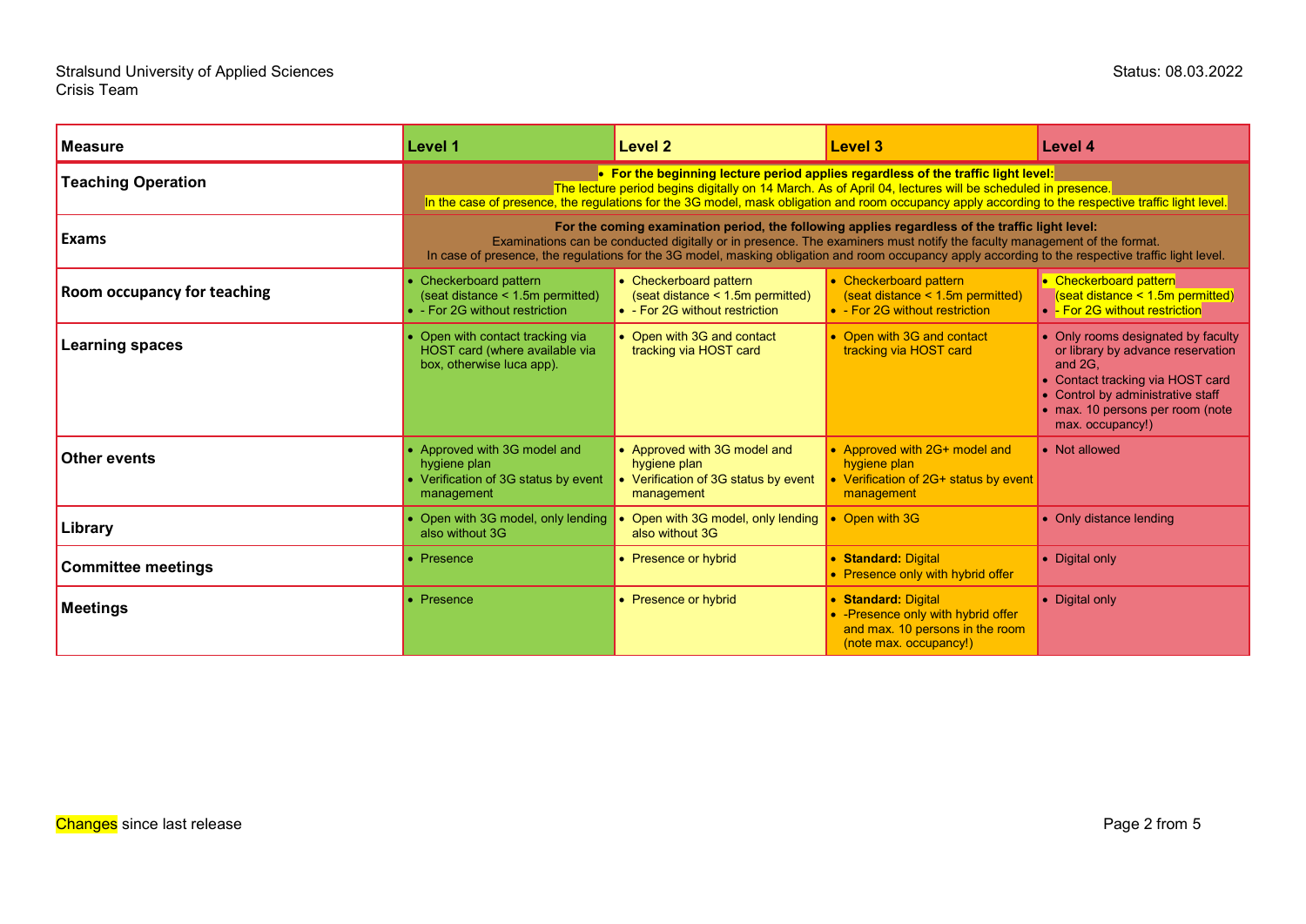Stralsund University of Applied Sciences
Crisis Team

Status: 08.03.2022

| Measure | Level 1 | Level 2 | Level 3 | Level 4 |
|---|---|---|---|---|
| **Teaching Operation** | • **For the beginning lecture period applies regardless of the traffic light level:** The lecture period begins digitally on 14 March. As of April 04, lectures will be scheduled in presence. In the case of presence, the regulations for the 3G model, mask obligation and room occupancy apply according to the respective traffic light level. | | | |
| **Exams** | **For the coming examination period, the following applies regardless of the traffic light level:** Examinations can be conducted digitally or in presence. The examiners must notify the faculty management of the format. In case of presence, the regulations for the 3G model, masking obligation and room occupancy apply according to the respective traffic light level. | | | |
| **Room occupancy for teaching** | • Checkerboard pattern (seat distance < 1.5m permitted)<br>• - For 2G without restriction | • Checkerboard pattern (seat distance < 1.5m permitted)<br>• - For 2G without restriction | • Checkerboard pattern (seat distance < 1.5m permitted)<br>• - For 2G without restriction | • Checkerboard pattern (seat distance < 1.5m permitted)<br>• - For 2G without restriction |
| **Learning spaces** | • Open with contact tracking via HOST card (where available via box, otherwise luca app). | • Open with 3G and contact tracking via HOST card | • Open with 3G and contact tracking via HOST card | • Only rooms designated by faculty or library by advance reservation and 2G,<br>• Contact tracking via HOST card<br>• Control by administrative staff<br>• max. 10 persons per room (note max. occupancy!) |
| **Other events** | • Approved with 3G model and hygiene plan<br>• Verification of 3G status by event management | • Approved with 3G model and hygiene plan<br>• Verification of 3G status by event management | • Approved with 2G+ model and hygiene plan<br>• Verification of 2G+ status by event management | • Not allowed |
| **Library** | • Open with 3G model, only lending also without 3G | • Open with 3G model, only lending also without 3G | • Open with 3G | • Only distance lending |
| **Committee meetings** | • Presence | • Presence or hybrid | • **Standard:** Digital<br>• Presence only with hybrid offer | • Digital only |
| **Meetings** | • Presence | • Presence or hybrid | • **Standard:** Digital<br>• -Presence only with hybrid offer and max. 10 persons in the room (note max. occupancy!) | • Digital only |

Changes since last release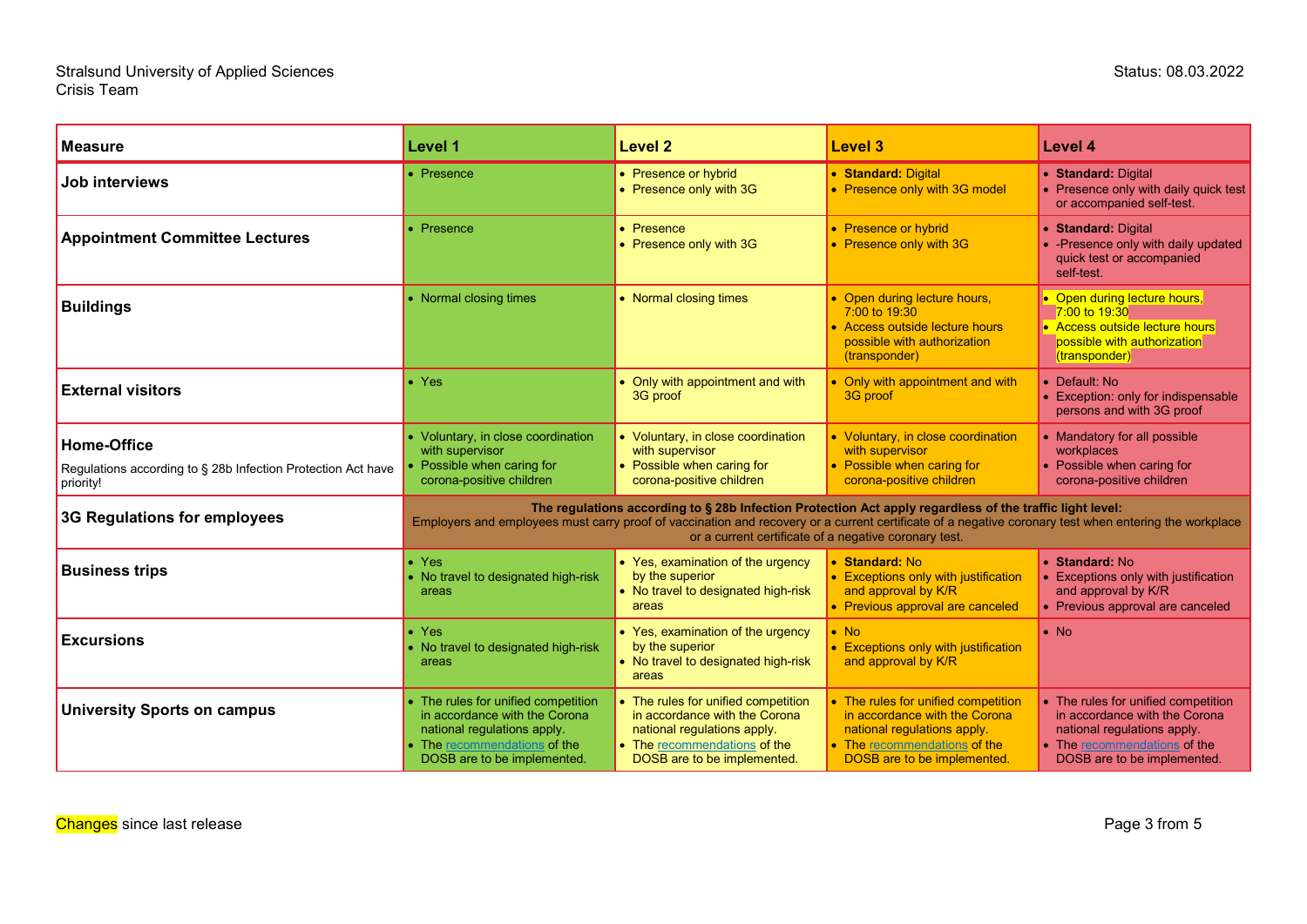Stralsund University of Applied Sciences
Crisis Team

Status: 08.03.2022

| Measure | Level 1 | Level 2 | Level 3 | Level 4 |
|---|---|---|---|---|
| **Job interviews** | • Presence | • Presence or hybrid<br>• Presence only with 3G | • **Standard:** Digital<br>• Presence only with 3G model | • **Standard:** Digital<br>• Presence only with daily quick test or accompanied self-test. |
| **Appointment Committee Lectures** | • Presence | • Presence<br>• Presence only with 3G | • Presence or hybrid<br>• Presence only with 3G | • **Standard:** Digital<br>• -Presence only with daily updated quick test or accompanied self-test. |
| **Buildings** | • Normal closing times | • Normal closing times | • Open during lecture hours, 7:00 to 19:30<br>• Access outside lecture hours possible with authorization (transponder) | • Open during lecture hours, 7:00 to 19:30<br>• Access outside lecture hours possible with authorization (transponder) |
| **External visitors** | • Yes | • Only with appointment and with 3G proof | • Only with appointment and with 3G proof | • Default: No<br>• Exception: only for indispensable persons and with 3G proof |
| **Home-Office**<br>Regulations according to § 28b Infection Protection Act have priority! | • Voluntary, in close coordination with supervisor<br>• Possible when caring for corona-positive children | • Voluntary, in close coordination with supervisor<br>• Possible when caring for corona-positive children | • Voluntary, in close coordination with supervisor<br>• Possible when caring for corona-positive children | • Mandatory for all possible workplaces<br>• Possible when caring for corona-positive children |
| **3G Regulations for employees** | **The regulations according to § 28b Infection Protection Act apply regardless of the traffic light level:**<br>Employers and employees must carry proof of vaccination and recovery or a current certificate of a negative coronary test when entering the workplace or a current certificate of a negative coronary test. | | | |
| **Business trips** | • Yes<br>• No travel to designated high-risk areas | • Yes, examination of the urgency by the superior<br>• No travel to designated high-risk areas | • **Standard:** No<br>• Exceptions only with justification and approval by K/R<br>• Previous approval are canceled | • **Standard:** No<br>• Exceptions only with justification and approval by K/R<br>• Previous approval are canceled |
| **Excursions** | • Yes<br>• No travel to designated high-risk areas | • Yes, examination of the urgency by the superior<br>• No travel to designated high-risk areas | • No<br>• Exceptions only with justification and approval by K/R | • No |
| **University Sports on campus** | • The rules for unified competition in accordance with the Corona national regulations apply.<br>• The recommendations of the DOSB are to be implemented. | • The rules for unified competition in accordance with the Corona national regulations apply.<br>• The recommendations of the DOSB are to be implemented. | • The rules for unified competition in accordance with the Corona national regulations apply.<br>• The recommendations of the DOSB are to be implemented. | • The rules for unified competition in accordance with the Corona national regulations apply.<br>• The recommendations of the DOSB are to be implemented. |

Changes since last release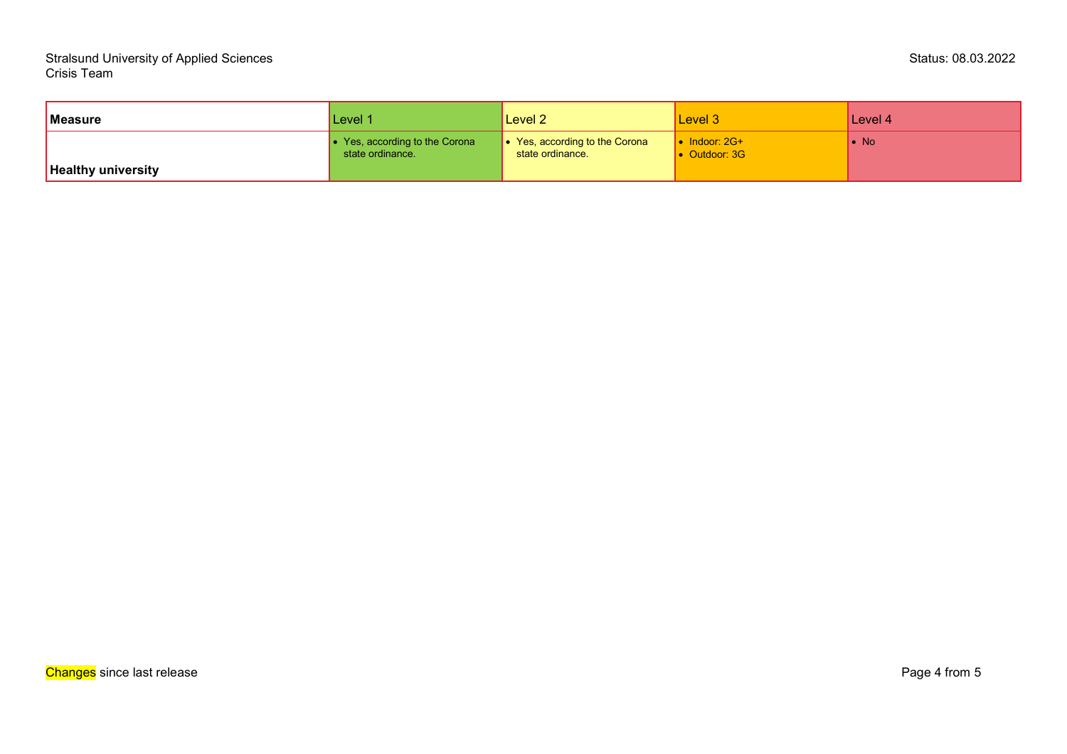| Measure | Level 1 | Level 2 | Level 3 | Level 4 |
|---|---|---|---|---|
| **Healthy university** | • Yes, according to the Corona state ordinance. | • Yes, according to the Corona state ordinance. | • Indoor: 2G+<br>• Outdoor: 3G | • No |

Changes since last release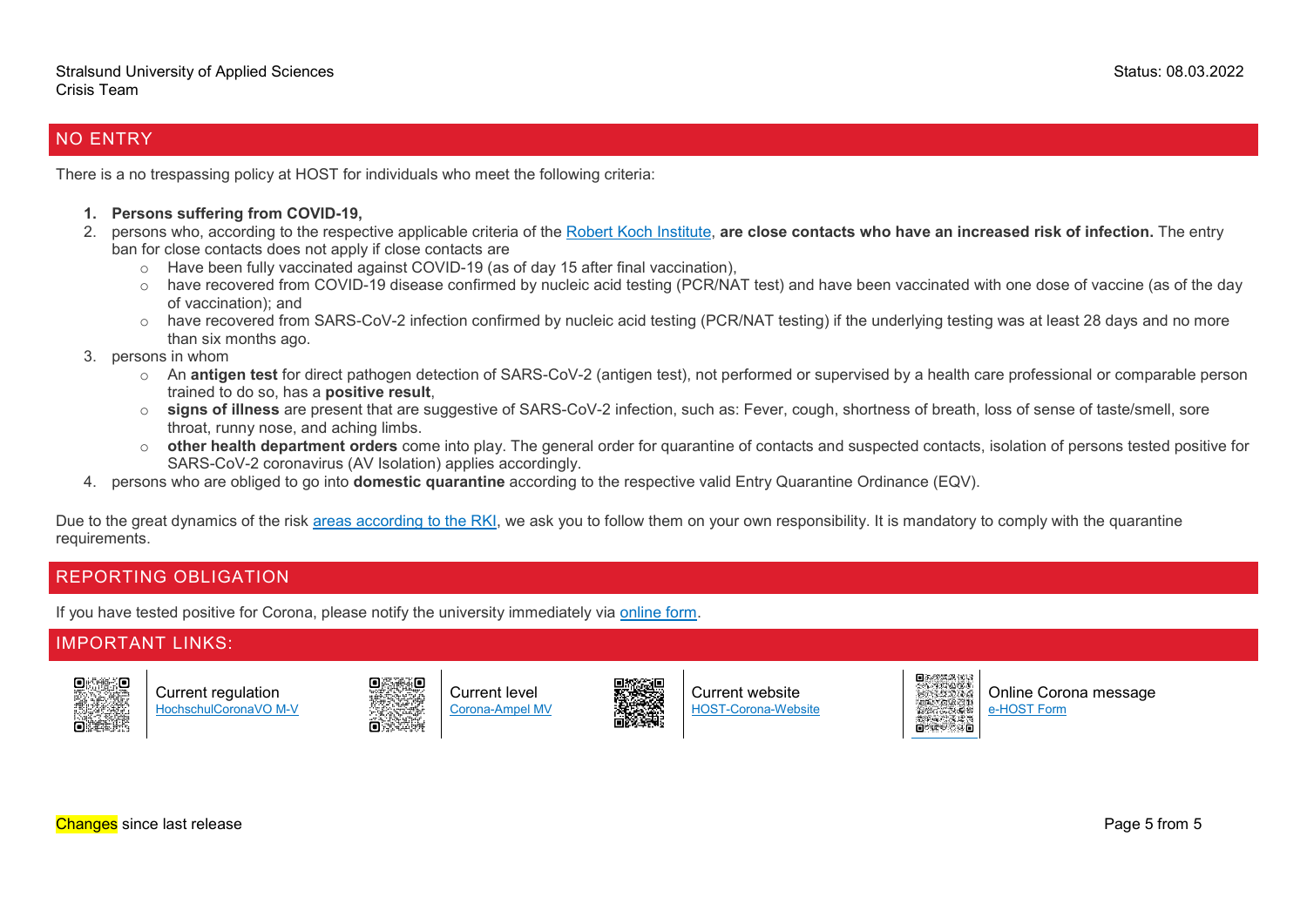## NO ENTRY

There is a no trespassing policy at HOST for individuals who meet the following criteria:

1. **Persons suffering from COVID-19,**
2. persons who, according to the respective applicable criteria of the Robert Koch Institute, **are close contacts who have an increased risk of infection.** The entry ban for close contacts does not apply if close contacts are
   - Have been fully vaccinated against COVID-19 (as of day 15 after final vaccination),
   - have recovered from COVID-19 disease confirmed by nucleic acid testing (PCR/NAT test) and have been vaccinated with one dose of vaccine (as of the day of vaccination); and
   - have recovered from SARS-CoV-2 infection confirmed by nucleic acid testing (PCR/NAT testing) if the underlying testing was at least 28 days and no more than six months ago.
3. persons in whom
   - An **antigen test** for direct pathogen detection of SARS-CoV-2 (antigen test), not performed or supervised by a health care professional or comparable person trained to do so, has a **positive result**,
   - **signs of illness** are present that are suggestive of SARS-CoV-2 infection, such as: Fever, cough, shortness of breath, loss of sense of taste/smell, sore throat, runny nose, and aching limbs.
   - **other health department orders** come into play. The general order for quarantine of contacts and suspected contacts, isolation of persons tested positive for SARS-CoV-2 coronavirus (AV Isolation) applies accordingly.
4. persons who are obliged to go into **domestic quarantine** according to the respective valid Entry Quarantine Ordinance (EQV).

Due to the great dynamics of the risk areas according to the RKI, we ask you to follow them on your own responsibility. It is mandatory to comply with the quarantine requirements.

## REPORTING OBLIGATION

If you have tested positive for Corona, please notify the university immediately via online form.

## IMPORTANT LINKS:

| | | | |
|---|---|---|---|
| Current regulation<br>HochschulCoronaVO M-V | Current level<br>Corona-Ampel MV | Current website<br>HOST-Corona-Website | Online Corona message<br>e-HOST Form |

Changes since last release